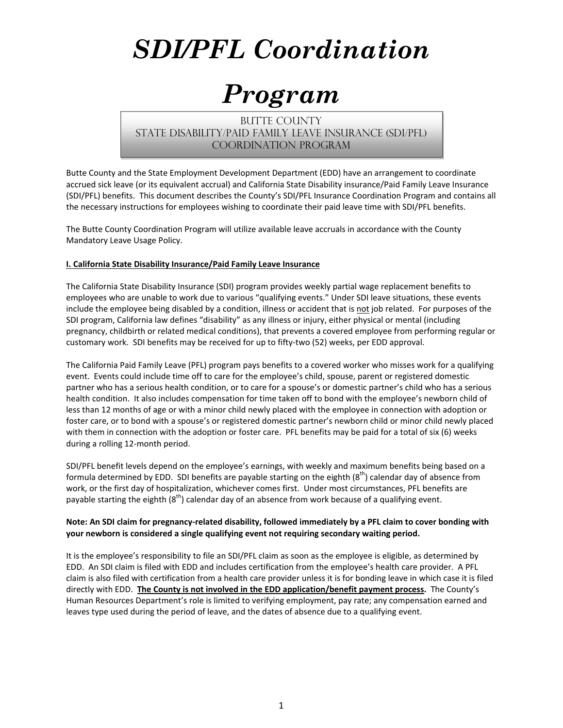# *SDI/PFL Coordination Program*

## BUTTE COUNTY
## STATE DISABILITY/PAID FAMILY LEAVE INSURANCE (SDI/PFL) COORDINATION PROGRAM

Butte County and the State Employment Development Department (EDD) have an arrangement to coordinate accrued sick leave (or its equivalent accrual) and California State Disability insurance/Paid Family Leave Insurance (SDI/PFL) benefits. This document describes the County's SDI/PFL Insurance Coordination Program and contains all the necessary instructions for employees wishing to coordinate their paid leave time with SDI/PFL benefits.

The Butte County Coordination Program will utilize available leave accruals in accordance with the County Mandatory Leave Usage Policy.

**I. California State Disability Insurance/Paid Family Leave Insurance**

The California State Disability Insurance (SDI) program provides weekly partial wage replacement benefits to employees who are unable to work due to various "qualifying events." Under SDI leave situations, these events include the employee being disabled by a condition, illness or accident that is not job related. For purposes of the SDI program, California law defines "disability" as any illness or injury, either physical or mental (including pregnancy, childbirth or related medical conditions), that prevents a covered employee from performing regular or customary work. SDI benefits may be received for up to fifty-two (52) weeks, per EDD approval.

The California Paid Family Leave (PFL) program pays benefits to a covered worker who misses work for a qualifying event. Events could include time off to care for the employee's child, spouse, parent or registered domestic partner who has a serious health condition, or to care for a spouse's or domestic partner's child who has a serious health condition. It also includes compensation for time taken off to bond with the employee's newborn child of less than 12 months of age or with a minor child newly placed with the employee in connection with adoption or foster care, or to bond with a spouse's or registered domestic partner's newborn child or minor child newly placed with them in connection with the adoption or foster care. PFL benefits may be paid for a total of six (6) weeks during a rolling 12-month period.

SDI/PFL benefit levels depend on the employee's earnings, with weekly and maximum benefits being based on a formula determined by EDD. SDI benefits are payable starting on the eighth (8th) calendar day of absence from work, or the first day of hospitalization, whichever comes first. Under most circumstances, PFL benefits are payable starting the eighth (8th) calendar day of an absence from work because of a qualifying event.

**Note: An SDI claim for pregnancy-related disability, followed immediately by a PFL claim to cover bonding with your newborn is considered a single qualifying event not requiring secondary waiting period.**

It is the employee's responsibility to file an SDI/PFL claim as soon as the employee is eligible, as determined by EDD. An SDI claim is filed with EDD and includes certification from the employee's health care provider. A PFL claim is also filed with certification from a health care provider unless it is for bonding leave in which case it is filed directly with EDD. **The County is not involved in the EDD application/benefit payment process.** The County's Human Resources Department's role is limited to verifying employment, pay rate; any compensation earned and leaves type used during the period of leave, and the dates of absence due to a qualifying event.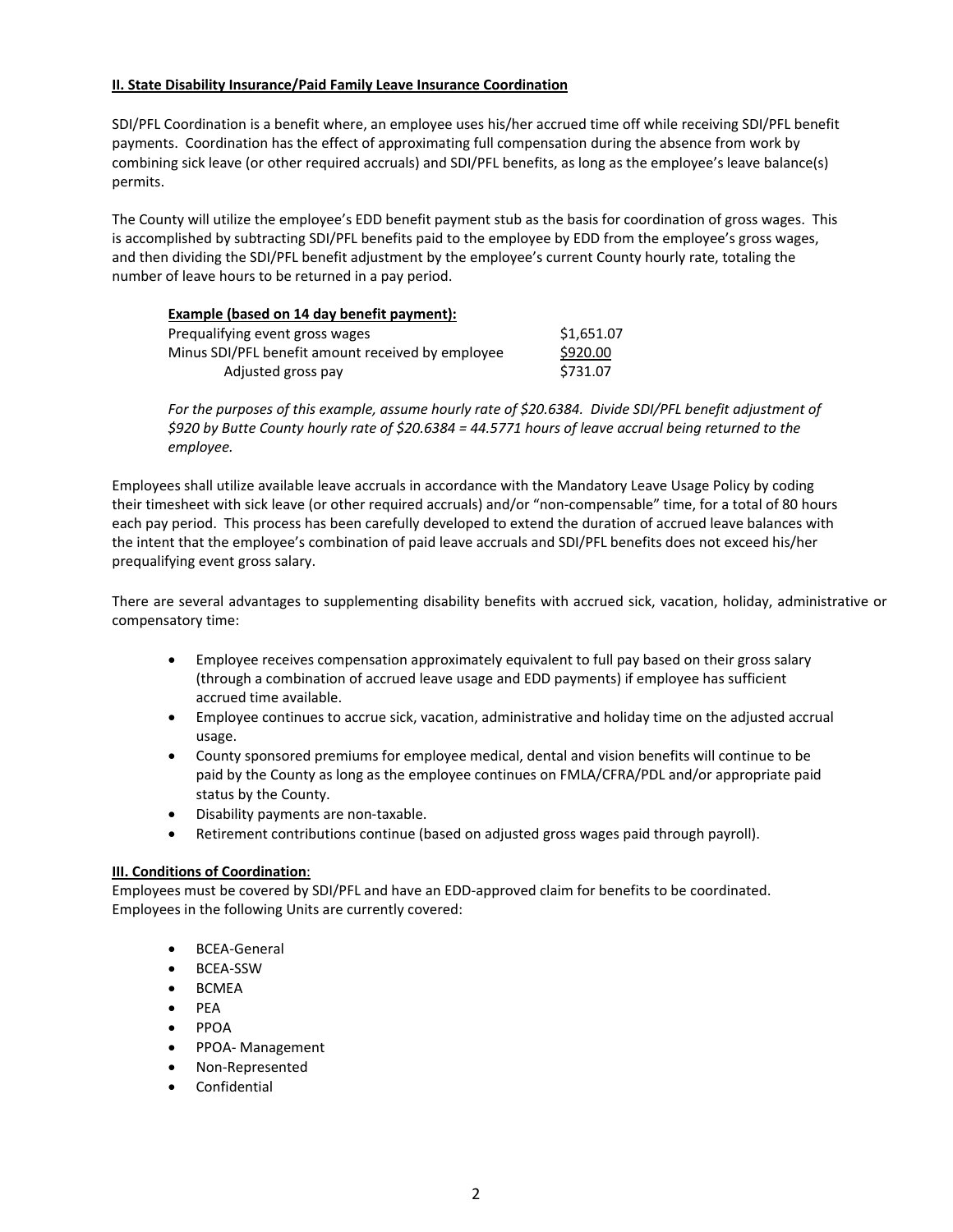**II. State Disability Insurance/Paid Family Leave Insurance Coordination**

SDI/PFL Coordination is a benefit where, an employee uses his/her accrued time off while receiving SDI/PFL benefit payments. Coordination has the effect of approximating full compensation during the absence from work by combining sick leave (or other required accruals) and SDI/PFL benefits, as long as the employee's leave balance(s) permits.

The County will utilize the employee's EDD benefit payment stub as the basis for coordination of gross wages. This is accomplished by subtracting SDI/PFL benefits paid to the employee by EDD from the employee's gross wages, and then dividing the SDI/PFL benefit adjustment by the employee's current County hourly rate, totaling the number of leave hours to be returned in a pay period.

**Example (based on 14 day benefit payment):**

| | |
|---|---|
| Prequalifying event gross wages | $1,651.07 |
| Minus SDI/PFL benefit amount received by employee | $920.00 |
| Adjusted gross pay | $731.07 |

*For the purposes of this example, assume hourly rate of $20.6384. Divide SDI/PFL benefit adjustment of $920 by Butte County hourly rate of $20.6384 = 44.5771 hours of leave accrual being returned to the employee.*

Employees shall utilize available leave accruals in accordance with the Mandatory Leave Usage Policy by coding their timesheet with sick leave (or other required accruals) and/or "non-compensable" time, for a total of 80 hours each pay period. This process has been carefully developed to extend the duration of accrued leave balances with the intent that the employee's combination of paid leave accruals and SDI/PFL benefits does not exceed his/her prequalifying event gross salary.

There are several advantages to supplementing disability benefits with accrued sick, vacation, holiday, administrative or compensatory time:

- Employee receives compensation approximately equivalent to full pay based on their gross salary (through a combination of accrued leave usage and EDD payments) if employee has sufficient accrued time available.
- Employee continues to accrue sick, vacation, administrative and holiday time on the adjusted accrual usage.
- County sponsored premiums for employee medical, dental and vision benefits will continue to be paid by the County as long as the employee continues on FMLA/CFRA/PDL and/or appropriate paid status by the County.
- Disability payments are non-taxable.
- Retirement contributions continue (based on adjusted gross wages paid through payroll).

**III. Conditions of Coordination**:

Employees must be covered by SDI/PFL and have an EDD-approved claim for benefits to be coordinated. Employees in the following Units are currently covered:

- BCEA-General
- BCEA-SSW
- BCMEA
- PEA
- PPOA
- PPOA- Management
- Non-Represented
- Confidential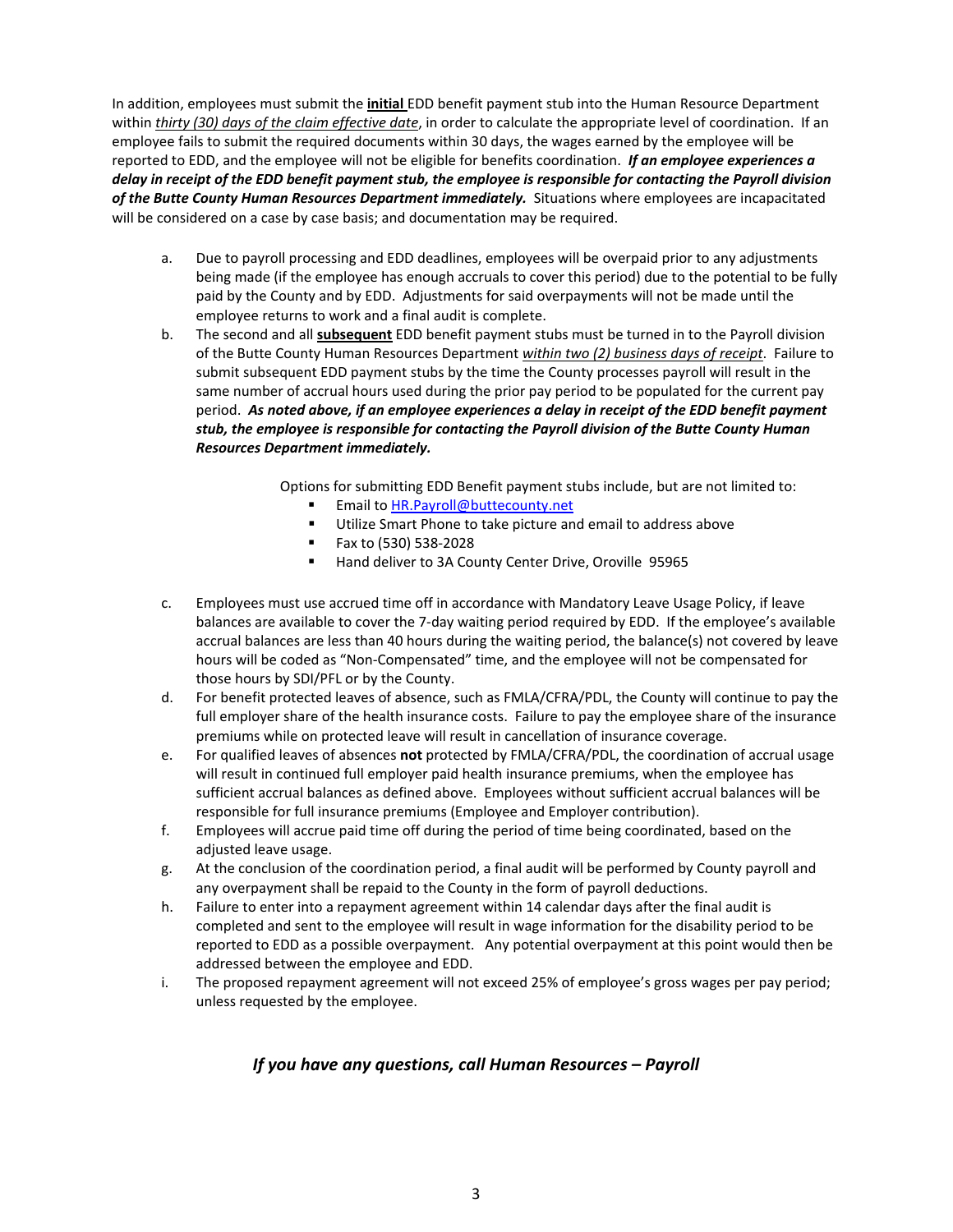In addition, employees must submit the **initial** EDD benefit payment stub into the Human Resource Department within *thirty (30) days of the claim effective date*, in order to calculate the appropriate level of coordination. If an employee fails to submit the required documents within 30 days, the wages earned by the employee will be reported to EDD, and the employee will not be eligible for benefits coordination. ***If an employee experiences a delay in receipt of the EDD benefit payment stub, the employee is responsible for contacting the Payroll division of the Butte County Human Resources Department immediately.*** Situations where employees are incapacitated will be considered on a case by case basis; and documentation may be required.

a. Due to payroll processing and EDD deadlines, employees will be overpaid prior to any adjustments being made (if the employee has enough accruals to cover this period) due to the potential to be fully paid by the County and by EDD. Adjustments for said overpayments will not be made until the employee returns to work and a final audit is complete.

b. The second and all **subsequent** EDD benefit payment stubs must be turned in to the Payroll division of the Butte County Human Resources Department *within two (2) business days of receipt*. Failure to submit subsequent EDD payment stubs by the time the County processes payroll will result in the same number of accrual hours used during the prior pay period to be populated for the current pay period. ***As noted above, if an employee experiences a delay in receipt of the EDD benefit payment stub, the employee is responsible for contacting the Payroll division of the Butte County Human Resources Department immediately.***

   Options for submitting EDD Benefit payment stubs include, but are not limited to:
   - Email to HR.Payroll@buttecounty.net
   - Utilize Smart Phone to take picture and email to address above
   - Fax to (530) 538-2028
   - Hand deliver to 3A County Center Drive, Oroville 95965

c. Employees must use accrued time off in accordance with Mandatory Leave Usage Policy, if leave balances are available to cover the 7-day waiting period required by EDD. If the employee's available accrual balances are less than 40 hours during the waiting period, the balance(s) not covered by leave hours will be coded as "Non-Compensated" time, and the employee will not be compensated for those hours by SDI/PFL or by the County.

d. For benefit protected leaves of absence, such as FMLA/CFRA/PDL, the County will continue to pay the full employer share of the health insurance costs. Failure to pay the employee share of the insurance premiums while on protected leave will result in cancellation of insurance coverage.

e. For qualified leaves of absences **not** protected by FMLA/CFRA/PDL, the coordination of accrual usage will result in continued full employer paid health insurance premiums, when the employee has sufficient accrual balances as defined above. Employees without sufficient accrual balances will be responsible for full insurance premiums (Employee and Employer contribution).

f. Employees will accrue paid time off during the period of time being coordinated, based on the adjusted leave usage.

g. At the conclusion of the coordination period, a final audit will be performed by County payroll and any overpayment shall be repaid to the County in the form of payroll deductions.

h. Failure to enter into a repayment agreement within 14 calendar days after the final audit is completed and sent to the employee will result in wage information for the disability period to be reported to EDD as a possible overpayment. Any potential overpayment at this point would then be addressed between the employee and EDD.

i. The proposed repayment agreement will not exceed 25% of employee's gross wages per pay period; unless requested by the employee.

***If you have any questions, call Human Resources – Payroll***